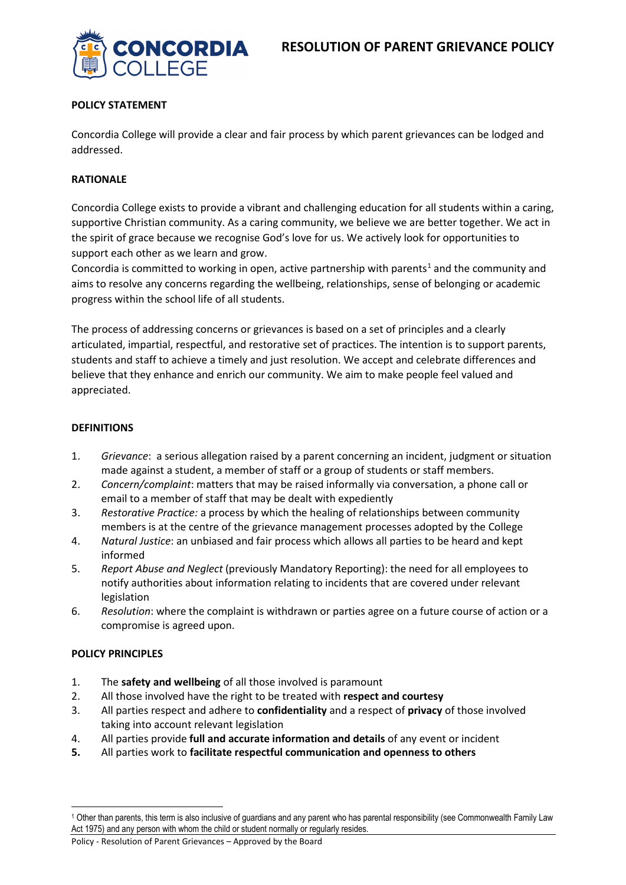# RESOLUTION OF PARENT GRIEVANCE POLICY

## POLICY STATEMENT

Concordia College will provide a clear and fair process by which parent grievances can be lodged and addressed.

## RATIONALE

Concordia College exists to provide a vibrant and challenging education for all students within a caring, supportive Christian community. As a caring community, we believe we are better together. We act in the spirit of grace because we recognise God's love for us. We actively look for opportunities to support each other as we learn and grow.

Concordia is committed to working in open, active partnership with parents[1] and the community and aims to resolve any concerns regarding the wellbeing, relationships, sense of belonging or academic progress within the school life of all students.

The process of addressing concerns or grievances is based on a set of principles and a clearly articulated, impartial, respectful, and restorative set of practices. The intention is to support parents, students and staff to achieve a timely and just resolution. We accept and celebrate differences and believe that they enhance and enrich our community. We aim to make people feel valued and appreciated.

## DEFINITIONS

1. *Grievance*: a serious allegation raised by a parent concerning an incident, judgment or situation made against a student, a member of staff or a group of students or staff members.
2. *Concern/complaint*: matters that may be raised informally via conversation, a phone call or email to a member of staff that may be dealt with expediently
3. *Restorative Practice:* a process by which the healing of relationships between community members is at the centre of the grievance management processes adopted by the College
4. *Natural Justice*: an unbiased and fair process which allows all parties to be heard and kept informed
5. *Report Abuse and Neglect* (previously Mandatory Reporting): the need for all employees to notify authorities about information relating to incidents that are covered under relevant legislation
6. *Resolution*: where the complaint is withdrawn or parties agree on a future course of action or a compromise is agreed upon.

## POLICY PRINCIPLES

1. The **safety and wellbeing** of all those involved is paramount
2. All those involved have the right to be treated with **respect and courtesy**
3. All parties respect and adhere to **confidentiality** and a respect of **privacy** of those involved taking into account relevant legislation
4. All parties provide **full and accurate information and details** of any event or incident
5. All parties work to **facilitate respectful communication and openness to others**

---

[1] Other than parents, this term is also inclusive of guardians and any parent who has parental responsibility (see Commonwealth Family Law Act 1975) and any person with whom the child or student normally or regularly resides.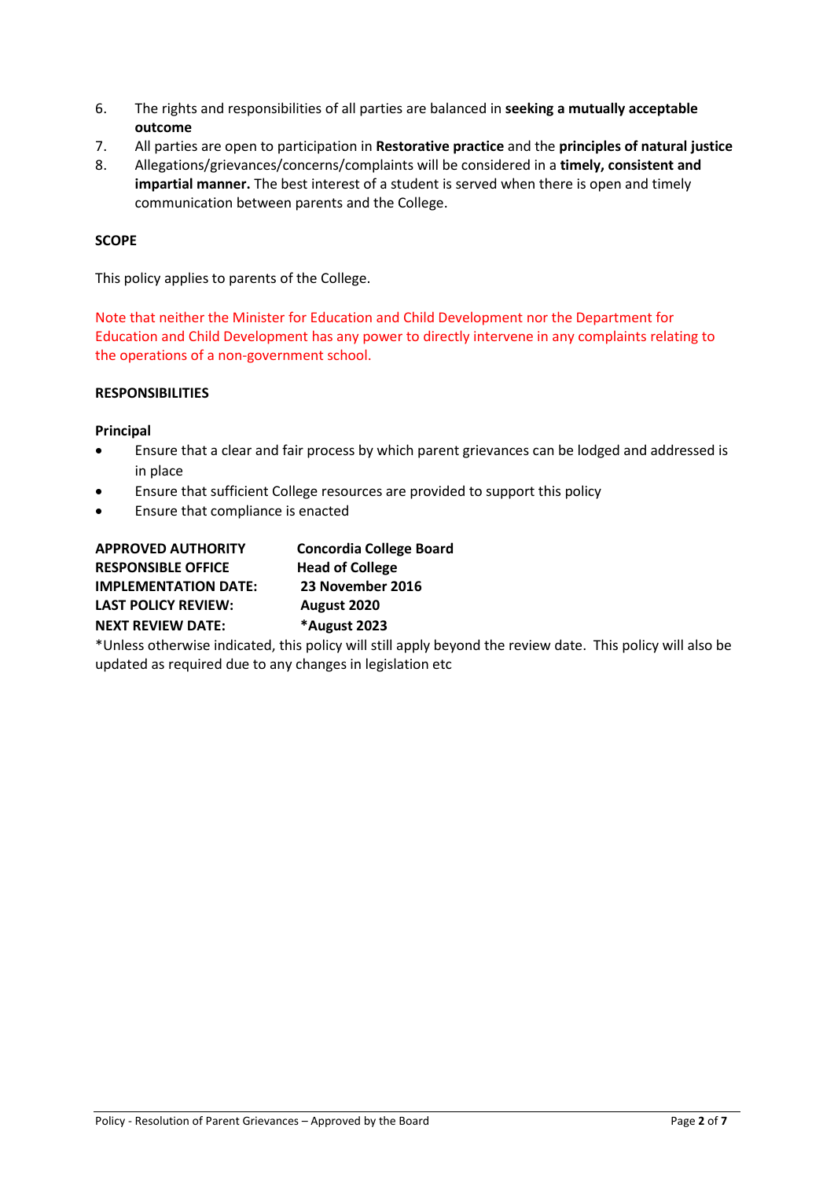6. The rights and responsibilities of all parties are balanced in **seeking a mutually acceptable outcome**
7. All parties are open to participation in **Restorative practice** and the **principles of natural justice**
8. Allegations/grievances/concerns/complaints will be considered in a **timely, consistent and impartial manner.** The best interest of a student is served when there is open and timely communication between parents and the College.

**SCOPE**

This policy applies to parents of the College.

Note that neither the Minister for Education and Child Development nor the Department for Education and Child Development has any power to directly intervene in any complaints relating to the operations of a non-government school.

**RESPONSIBILITIES**

**Principal**

- Ensure that a clear and fair process by which parent grievances can be lodged and addressed is in place
- Ensure that sufficient College resources are provided to support this policy
- Ensure that compliance is enacted

| | |
|---|---|
| **APPROVED AUTHORITY** | **Concordia College Board** |
| **RESPONSIBLE OFFICE** | **Head of College** |
| **IMPLEMENTATION DATE:** | **23 November 2016** |
| **LAST POLICY REVIEW:** | **August 2020** |
| **NEXT REVIEW DATE:** | ***August 2023** |

*Unless otherwise indicated, this policy will still apply beyond the review date. This policy will also be updated as required due to any changes in legislation etc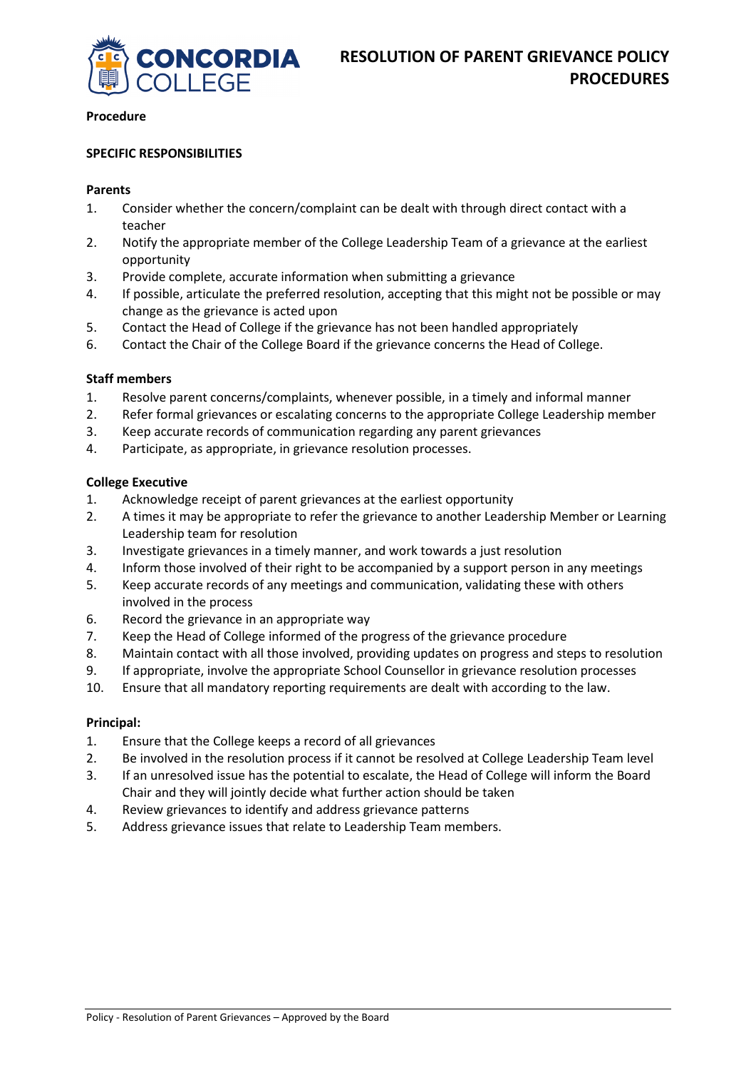**Procedure**

**SPECIFIC RESPONSIBILITIES**

**Parents**

1. Consider whether the concern/complaint can be dealt with through direct contact with a teacher
2. Notify the appropriate member of the College Leadership Team of a grievance at the earliest opportunity
3. Provide complete, accurate information when submitting a grievance
4. If possible, articulate the preferred resolution, accepting that this might not be possible or may change as the grievance is acted upon
5. Contact the Head of College if the grievance has not been handled appropriately
6. Contact the Chair of the College Board if the grievance concerns the Head of College.

**Staff members**

1. Resolve parent concerns/complaints, whenever possible, in a timely and informal manner
2. Refer formal grievances or escalating concerns to the appropriate College Leadership member
3. Keep accurate records of communication regarding any parent grievances
4. Participate, as appropriate, in grievance resolution processes.

**College Executive**

1. Acknowledge receipt of parent grievances at the earliest opportunity
2. A times it may be appropriate to refer the grievance to another Leadership Member or Learning Leadership team for resolution
3. Investigate grievances in a timely manner, and work towards a just resolution
4. Inform those involved of their right to be accompanied by a support person in any meetings
5. Keep accurate records of any meetings and communication, validating these with others involved in the process
6. Record the grievance in an appropriate way
7. Keep the Head of College informed of the progress of the grievance procedure
8. Maintain contact with all those involved, providing updates on progress and steps to resolution
9. If appropriate, involve the appropriate School Counsellor in grievance resolution processes
10. Ensure that all mandatory reporting requirements are dealt with according to the law.

**Principal:**

1. Ensure that the College keeps a record of all grievances
2. Be involved in the resolution process if it cannot be resolved at College Leadership Team level
3. If an unresolved issue has the potential to escalate, the Head of College will inform the Board Chair and they will jointly decide what further action should be taken
4. Review grievances to identify and address grievance patterns
5. Address grievance issues that relate to Leadership Team members.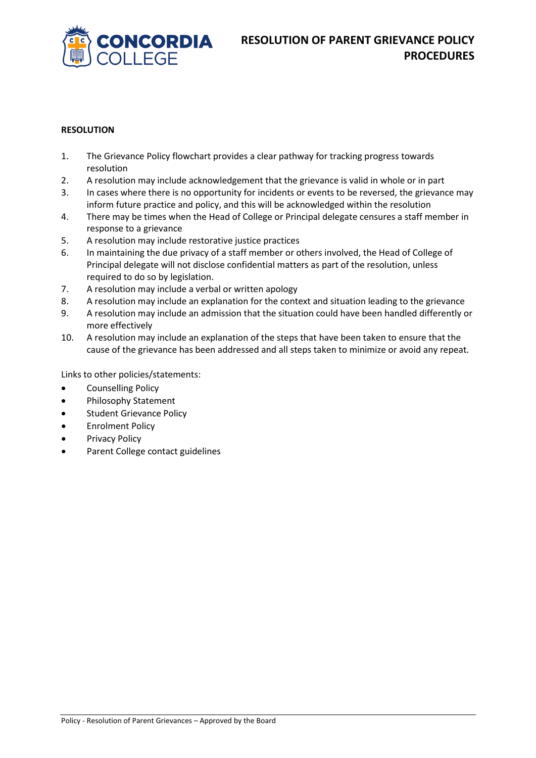## RESOLUTION

1. The Grievance Policy flowchart provides a clear pathway for tracking progress towards resolution
2. A resolution may include acknowledgement that the grievance is valid in whole or in part
3. In cases where there is no opportunity for incidents or events to be reversed, the grievance may inform future practice and policy, and this will be acknowledged within the resolution
4. There may be times when the Head of College or Principal delegate censures a staff member in response to a grievance
5. A resolution may include restorative justice practices
6. In maintaining the due privacy of a staff member or others involved, the Head of College of Principal delegate will not disclose confidential matters as part of the resolution, unless required to do so by legislation.
7. A resolution may include a verbal or written apology
8. A resolution may include an explanation for the context and situation leading to the grievance
9. A resolution may include an admission that the situation could have been handled differently or more effectively
10. A resolution may include an explanation of the steps that have been taken to ensure that the cause of the grievance has been addressed and all steps taken to minimize or avoid any repeat.

Links to other policies/statements:

- Counselling Policy
- Philosophy Statement
- Student Grievance Policy
- Enrolment Policy
- Privacy Policy
- Parent College contact guidelines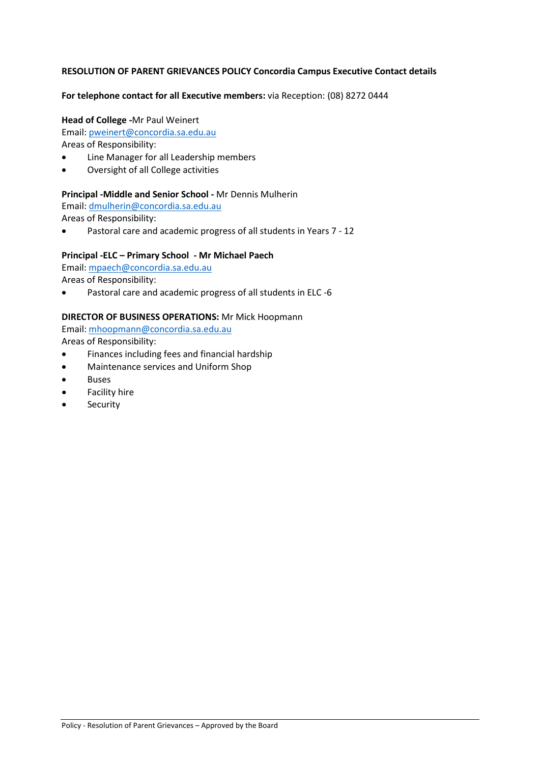**RESOLUTION OF PARENT GRIEVANCES POLICY Concordia Campus Executive Contact details**

**For telephone contact for all Executive members:** via Reception: (08) 8272 0444

**Head of College -**Mr Paul Weinert
Email: pweinert@concordia.sa.edu.au
Areas of Responsibility:

- Line Manager for all Leadership members
- Oversight of all College activities

**Principal -Middle and Senior School -** Mr Dennis Mulherin
Email: dmulherin@concordia.sa.edu.au
Areas of Responsibility:

- Pastoral care and academic progress of all students in Years 7 - 12

**Principal -ELC – Primary School - Mr Michael Paech**
Email: mpaech@concordia.sa.edu.au
Areas of Responsibility:

- Pastoral care and academic progress of all students in ELC -6

**DIRECTOR OF BUSINESS OPERATIONS:** Mr Mick Hoopmann
Email: mhoopmann@concordia.sa.edu.au
Areas of Responsibility:

- Finances including fees and financial hardship
- Maintenance services and Uniform Shop
- Buses
- Facility hire
- Security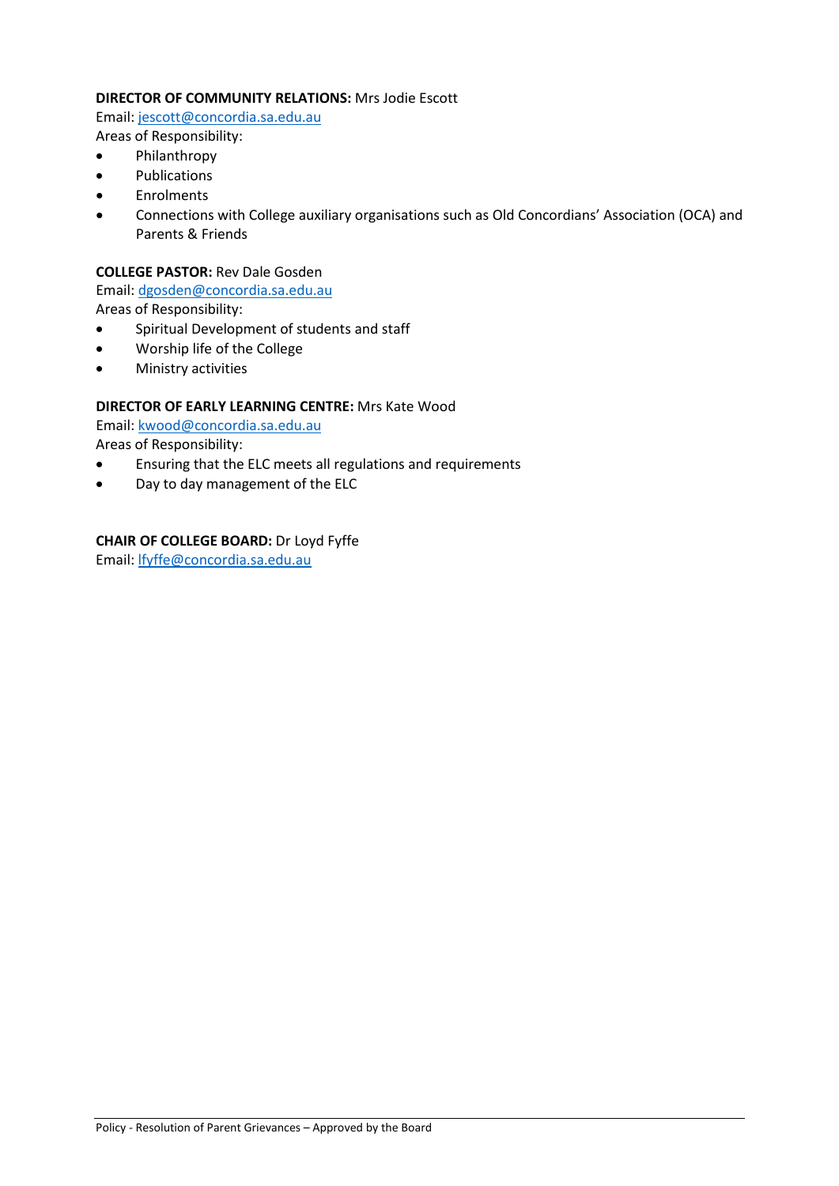**DIRECTOR OF COMMUNITY RELATIONS:** Mrs Jodie Escott
Email: jescott@concordia.sa.edu.au
Areas of Responsibility:

- Philanthropy
- Publications
- Enrolments
- Connections with College auxiliary organisations such as Old Concordians' Association (OCA) and Parents & Friends

**COLLEGE PASTOR:** Rev Dale Gosden
Email: dgosden@concordia.sa.edu.au
Areas of Responsibility:

- Spiritual Development of students and staff
- Worship life of the College
- Ministry activities

**DIRECTOR OF EARLY LEARNING CENTRE:** Mrs Kate Wood
Email: kwood@concordia.sa.edu.au
Areas of Responsibility:

- Ensuring that the ELC meets all regulations and requirements
- Day to day management of the ELC

**CHAIR OF COLLEGE BOARD:** Dr Loyd Fyffe
Email: lfyffe@concordia.sa.edu.au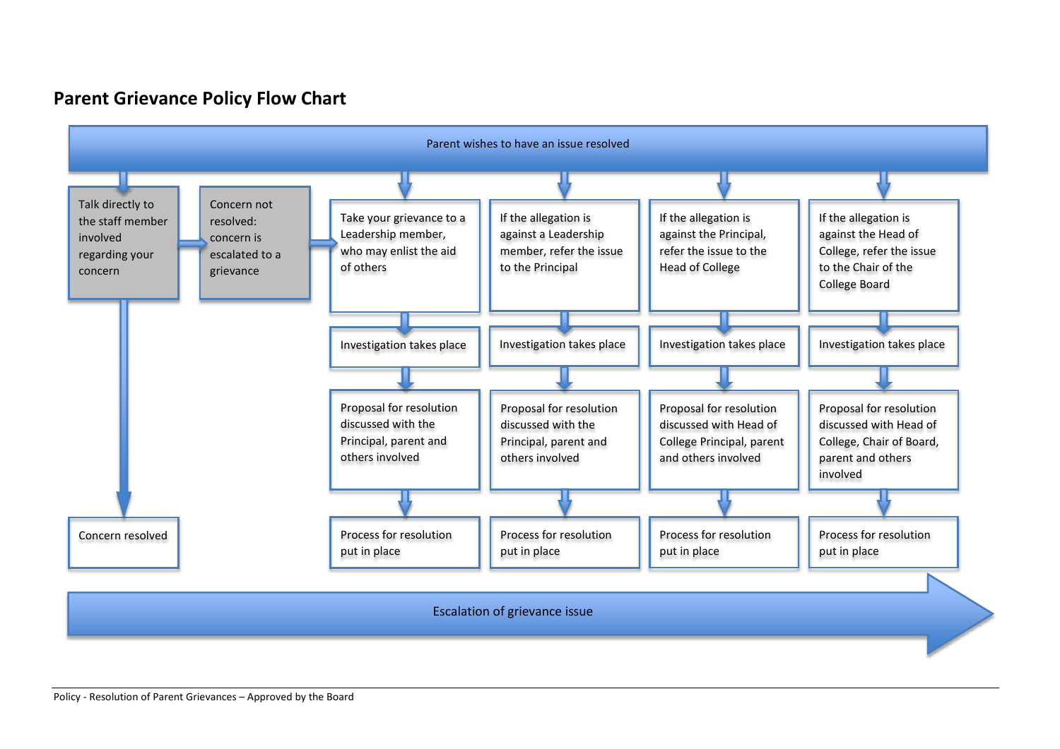## Parent Grievance Policy Flow Chart

Parent wishes to have an issue resolved

Talk directly to the staff member involved regarding your concern

Concern not resolved: concern is escalated to a grievance

Concern resolved

Take your grievance to a Leadership member, who may enlist the aid of others

Investigation takes place

Proposal for resolution discussed with the Principal, parent and others involved

Process for resolution put in place

If the allegation is against a Leadership member, refer the issue to the Principal

Investigation takes place

Proposal for resolution discussed with the Principal, parent and others involved

Process for resolution put in place

If the allegation is against the Principal, refer the issue to the Head of College

Investigation takes place

Proposal for resolution discussed with Head of College Principal, parent and others involved

Process for resolution put in place

If the allegation is against the Head of College, refer the issue to the Chair of the College Board

Investigation takes place

Proposal for resolution discussed with Head of College, Chair of Board, parent and others involved

Process for resolution put in place

Escalation of grievance issue